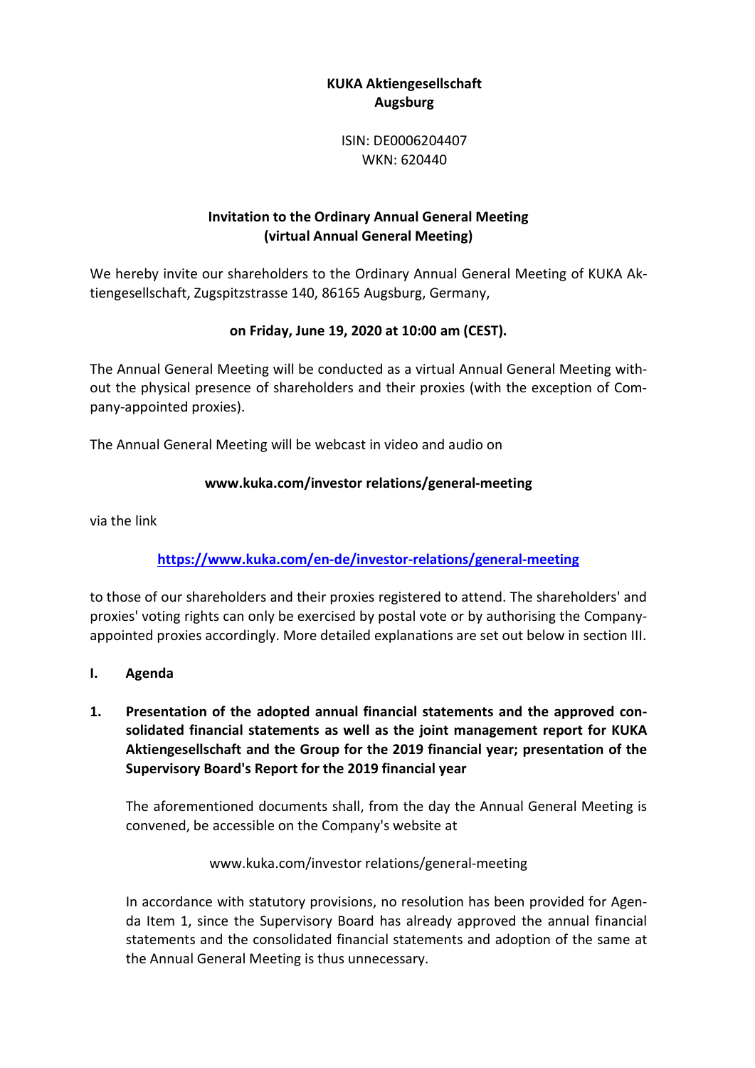**KUKA Aktiengesellschaft**
**Augsburg**

ISIN: DE0006204407
WKN: 620440

# Invitation to the Ordinary Annual General Meeting (virtual Annual General Meeting)

We hereby invite our shareholders to the Ordinary Annual General Meeting of KUKA Aktiengesellschaft, Zugspitzstrasse 140, 86165 Augsburg, Germany,

**on Friday, June 19, 2020 at 10:00 am (CEST).**

The Annual General Meeting will be conducted as a virtual Annual General Meeting without the physical presence of shareholders and their proxies (with the exception of Company-appointed proxies).

The Annual General Meeting will be webcast in video and audio on

**www.kuka.com/investor relations/general-meeting**

via the link

**[https://www.kuka.com/en-de/investor-relations/general-meeting](https://www.kuka.com/en-de/investor-relations/general-meeting)**

to those of our shareholders and their proxies registered to attend. The shareholders' and proxies' voting rights can only be exercised by postal vote or by authorising the Company-appointed proxies accordingly. More detailed explanations are set out below in section III.

## I. Agenda

### 1. Presentation of the adopted annual financial statements and the approved consolidated financial statements as well as the joint management report for KUKA Aktiengesellschaft and the Group for the 2019 financial year; presentation of the Supervisory Board's Report for the 2019 financial year

The aforementioned documents shall, from the day the Annual General Meeting is convened, be accessible on the Company's website at

www.kuka.com/investor relations/general-meeting

In accordance with statutory provisions, no resolution has been provided for Agenda Item 1, since the Supervisory Board has already approved the annual financial statements and the consolidated financial statements and adoption of the same at the Annual General Meeting is thus unnecessary.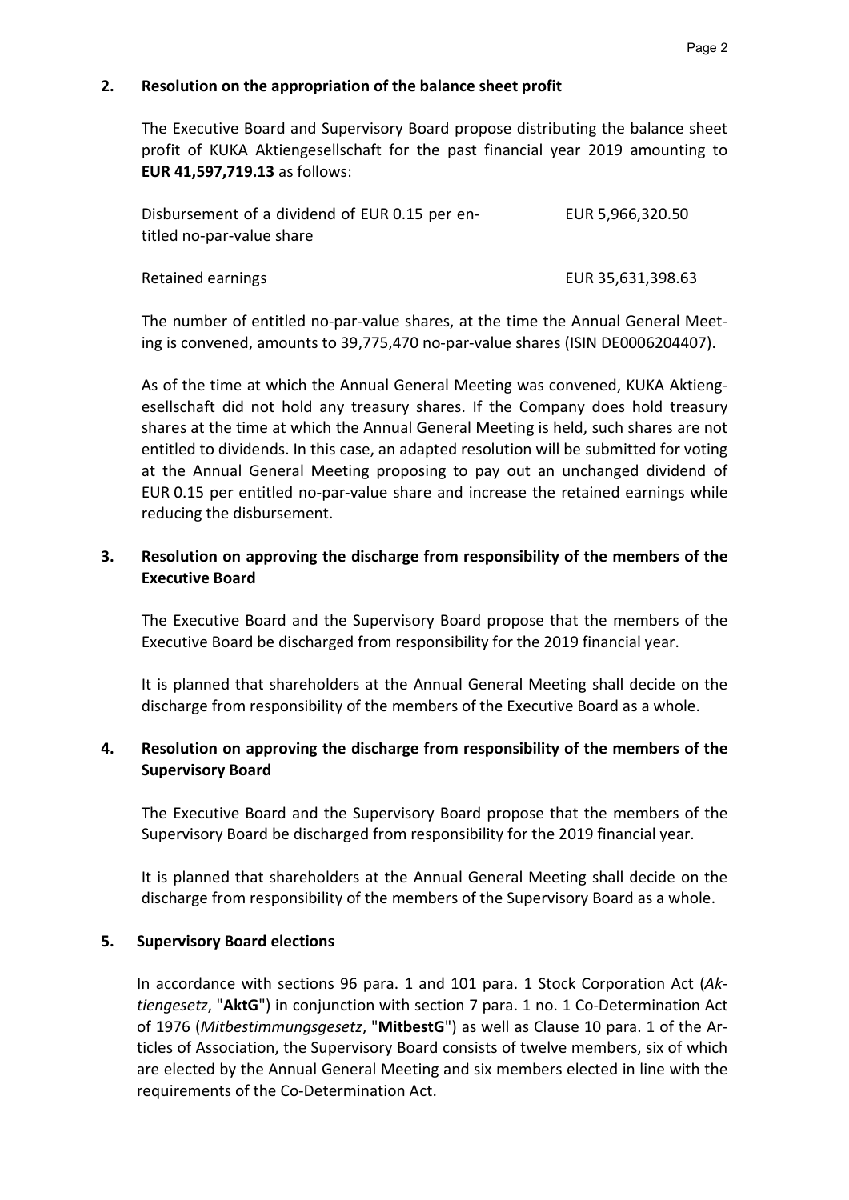## 2. Resolution on the appropriation of the balance sheet profit

The Executive Board and Supervisory Board propose distributing the balance sheet profit of KUKA Aktiengesellschaft for the past financial year 2019 amounting to **EUR 41,597,719.13** as follows:

| | |
|---|---|
| Disbursement of a dividend of EUR 0.15 per entitled no-par-value share | EUR 5,966,320.50 |
| Retained earnings | EUR 35,631,398.63 |

The number of entitled no-par-value shares, at the time the Annual General Meeting is convened, amounts to 39,775,470 no-par-value shares (ISIN DE0006204407).

As of the time at which the Annual General Meeting was convened, KUKA Aktiengesellschaft did not hold any treasury shares. If the Company does hold treasury shares at the time at which the Annual General Meeting is held, such shares are not entitled to dividends. In this case, an adapted resolution will be submitted for voting at the Annual General Meeting proposing to pay out an unchanged dividend of EUR 0.15 per entitled no-par-value share and increase the retained earnings while reducing the disbursement.

## 3. Resolution on approving the discharge from responsibility of the members of the Executive Board

The Executive Board and the Supervisory Board propose that the members of the Executive Board be discharged from responsibility for the 2019 financial year.

It is planned that shareholders at the Annual General Meeting shall decide on the discharge from responsibility of the members of the Executive Board as a whole.

## 4. Resolution on approving the discharge from responsibility of the members of the Supervisory Board

The Executive Board and the Supervisory Board propose that the members of the Supervisory Board be discharged from responsibility for the 2019 financial year.

It is planned that shareholders at the Annual General Meeting shall decide on the discharge from responsibility of the members of the Supervisory Board as a whole.

## 5. Supervisory Board elections

In accordance with sections 96 para. 1 and 101 para. 1 Stock Corporation Act (*Aktiengesetz*, "**AktG**") in conjunction with section 7 para. 1 no. 1 Co-Determination Act of 1976 (*Mitbestimmungsgesetz*, "**MitbestG**") as well as Clause 10 para. 1 of the Articles of Association, the Supervisory Board consists of twelve members, six of which are elected by the Annual General Meeting and six members elected in line with the requirements of the Co-Determination Act.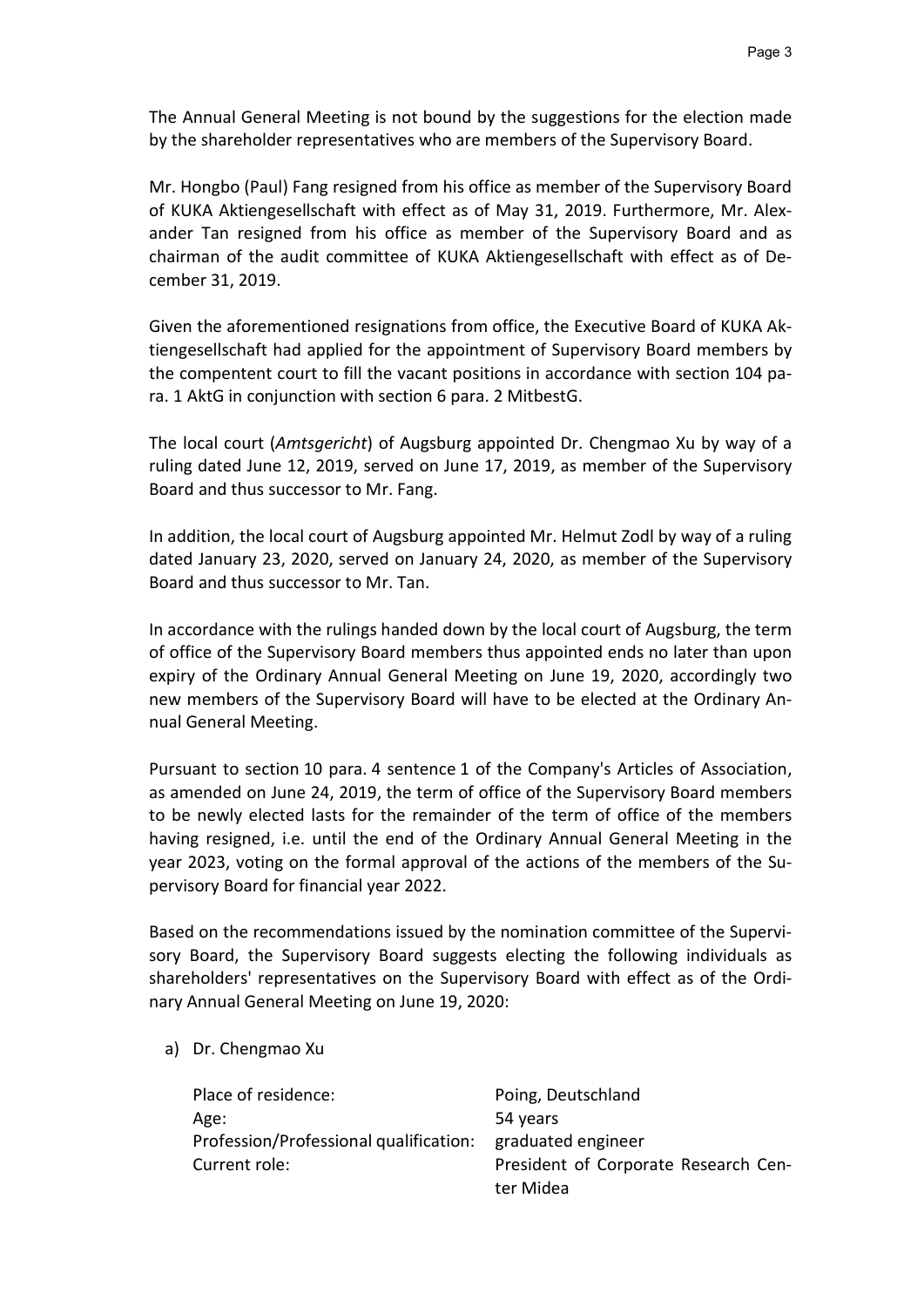The Annual General Meeting is not bound by the suggestions for the election made by the shareholder representatives who are members of the Supervisory Board.

Mr. Hongbo (Paul) Fang resigned from his office as member of the Supervisory Board of KUKA Aktiengesellschaft with effect as of May 31, 2019. Furthermore, Mr. Alexander Tan resigned from his office as member of the Supervisory Board and as chairman of the audit committee of KUKA Aktiengesellschaft with effect as of December 31, 2019.

Given the aforementioned resignations from office, the Executive Board of KUKA Aktiengesellschaft had applied for the appointment of Supervisory Board members by the compentent court to fill the vacant positions in accordance with section 104 para. 1 AktG in conjunction with section 6 para. 2 MitbestG.

The local court (*Amtsgericht*) of Augsburg appointed Dr. Chengmao Xu by way of a ruling dated June 12, 2019, served on June 17, 2019, as member of the Supervisory Board and thus successor to Mr. Fang.

In addition, the local court of Augsburg appointed Mr. Helmut Zodl by way of a ruling dated January 23, 2020, served on January 24, 2020, as member of the Supervisory Board and thus successor to Mr. Tan.

In accordance with the rulings handed down by the local court of Augsburg, the term of office of the Supervisory Board members thus appointed ends no later than upon expiry of the Ordinary Annual General Meeting on June 19, 2020, accordingly two new members of the Supervisory Board will have to be elected at the Ordinary Annual General Meeting.

Pursuant to section 10 para. 4 sentence 1 of the Company's Articles of Association, as amended on June 24, 2019, the term of office of the Supervisory Board members to be newly elected lasts for the remainder of the term of office of the members having resigned, i.e. until the end of the Ordinary Annual General Meeting in the year 2023, voting on the formal approval of the actions of the members of the Supervisory Board for financial year 2022.

Based on the recommendations issued by the nomination committee of the Supervisory Board, the Supervisory Board suggests electing the following individuals as shareholders' representatives on the Supervisory Board with effect as of the Ordinary Annual General Meeting on June 19, 2020:

a) Dr. Chengmao Xu

| | |
|---|---|
| Place of residence: | Poing, Deutschland |
| Age: | 54 years |
| Profession/Professional qualification: | graduated engineer |
| Current role: | President of Corporate Research Center Midea |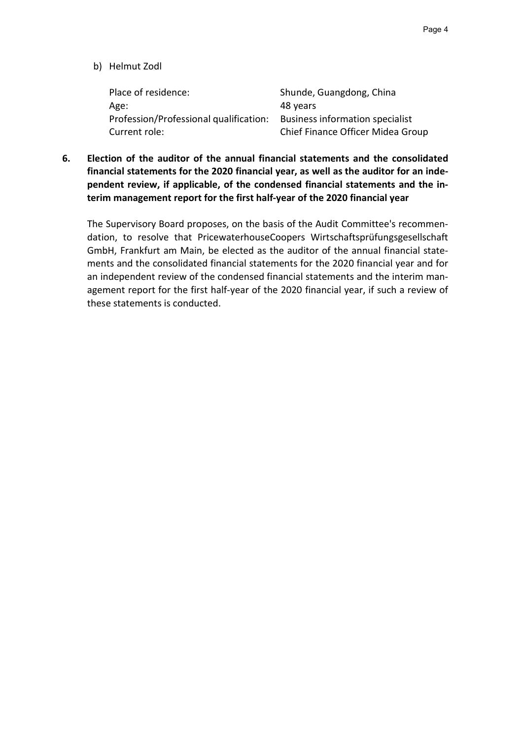b) Helmut Zodl

| | |
|---|---|
| Place of residence: | Shunde, Guangdong, China |
| Age: | 48 years |
| Profession/Professional qualification: | Business information specialist |
| Current role: | Chief Finance Officer Midea Group |

**6. Election of the auditor of the annual financial statements and the consolidated financial statements for the 2020 financial year, as well as the auditor for an independent review, if applicable, of the condensed financial statements and the interim management report for the first half-year of the 2020 financial year**

The Supervisory Board proposes, on the basis of the Audit Committee's recommendation, to resolve that PricewaterhouseCoopers Wirtschaftsprüfungsgesellschaft GmbH, Frankfurt am Main, be elected as the auditor of the annual financial statements and the consolidated financial statements for the 2020 financial year and for an independent review of the condensed financial statements and the interim management report for the first half-year of the 2020 financial year, if such a review of these statements is conducted.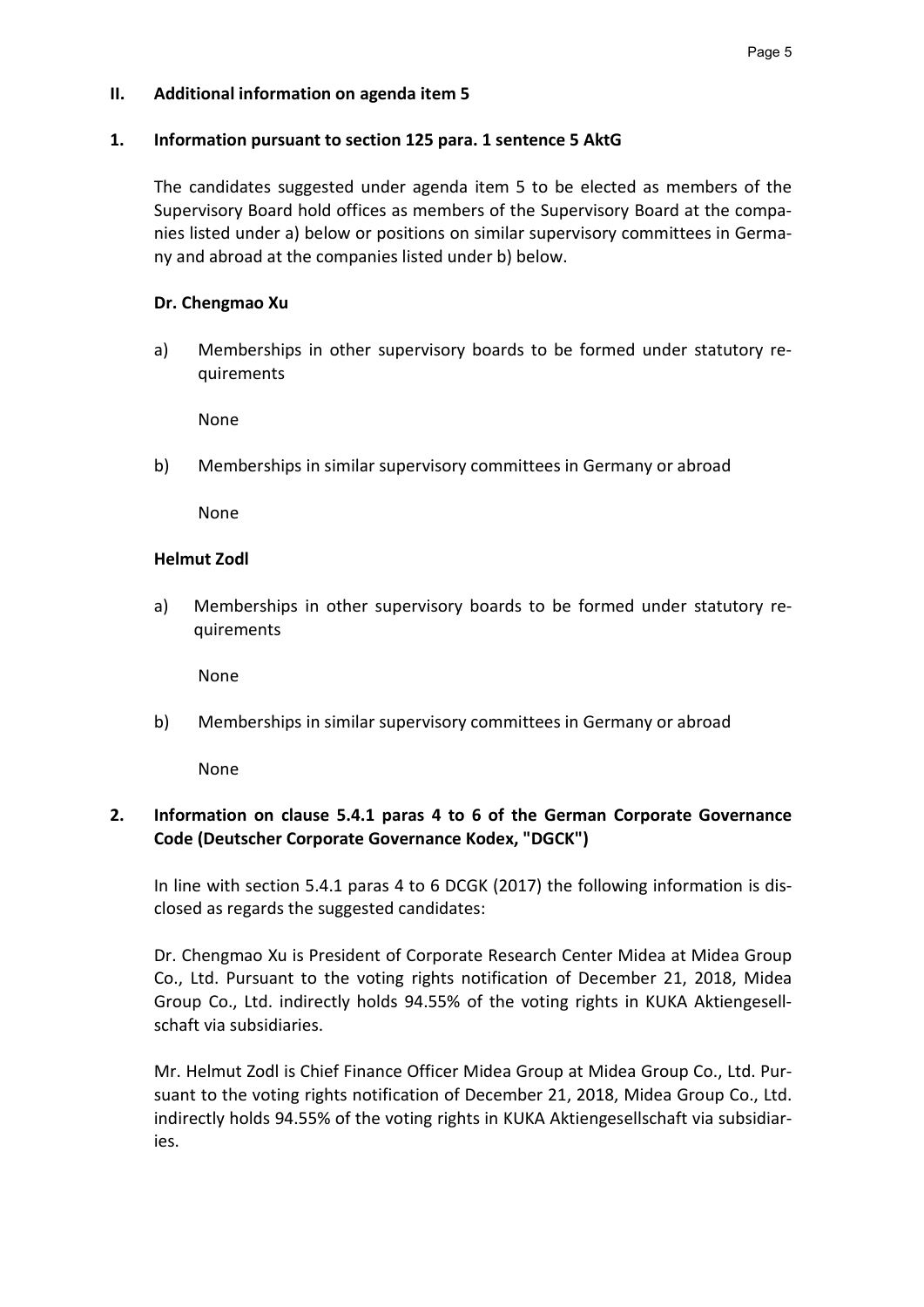## II. Additional information on agenda item 5

### 1. Information pursuant to section 125 para. 1 sentence 5 AktG

The candidates suggested under agenda item 5 to be elected as members of the Supervisory Board hold offices as members of the Supervisory Board at the companies listed under a) below or positions on similar supervisory committees in Germany and abroad at the companies listed under b) below.

**Dr. Chengmao Xu**

a) Memberships in other supervisory boards to be formed under statutory requirements

None

b) Memberships in similar supervisory committees in Germany or abroad

None

**Helmut Zodl**

a) Memberships in other supervisory boards to be formed under statutory requirements

None

b) Memberships in similar supervisory committees in Germany or abroad

None

### 2. Information on clause 5.4.1 paras 4 to 6 of the German Corporate Governance Code (Deutscher Corporate Governance Kodex, "DGCK")

In line with section 5.4.1 paras 4 to 6 DCGK (2017) the following information is disclosed as regards the suggested candidates:

Dr. Chengmao Xu is President of Corporate Research Center Midea at Midea Group Co., Ltd. Pursuant to the voting rights notification of December 21, 2018, Midea Group Co., Ltd. indirectly holds 94.55% of the voting rights in KUKA Aktiengesellschaft via subsidiaries.

Mr. Helmut Zodl is Chief Finance Officer Midea Group at Midea Group Co., Ltd. Pursuant to the voting rights notification of December 21, 2018, Midea Group Co., Ltd. indirectly holds 94.55% of the voting rights in KUKA Aktiengesellschaft via subsidiaries.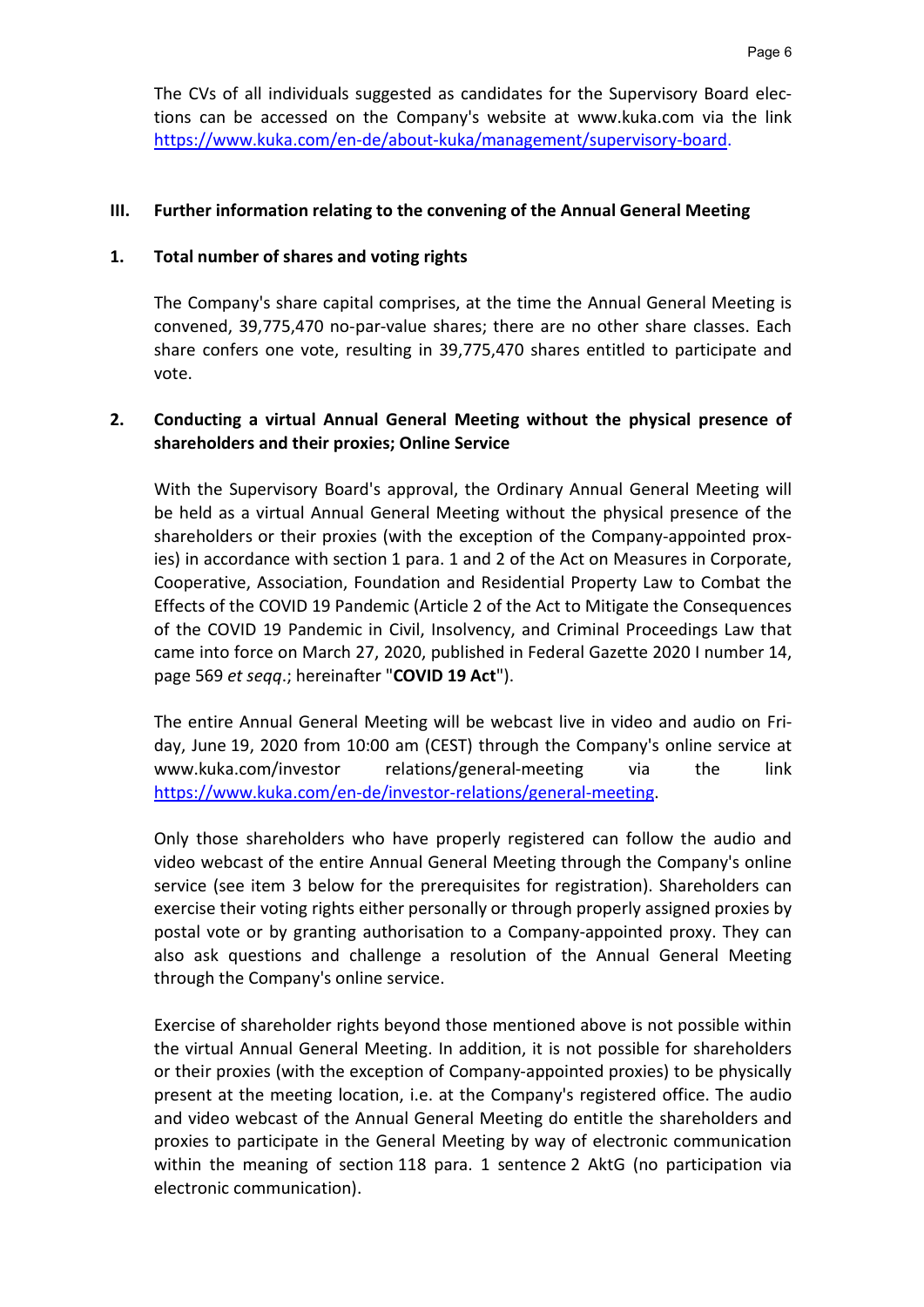The CVs of all individuals suggested as candidates for the Supervisory Board elections can be accessed on the Company's website at www.kuka.com via the link https://www.kuka.com/en-de/about-kuka/management/supervisory-board.

## III. Further information relating to the convening of the Annual General Meeting

### 1. Total number of shares and voting rights

The Company's share capital comprises, at the time the Annual General Meeting is convened, 39,775,470 no-par-value shares; there are no other share classes. Each share confers one vote, resulting in 39,775,470 shares entitled to participate and vote.

### 2. Conducting a virtual Annual General Meeting without the physical presence of shareholders and their proxies; Online Service

With the Supervisory Board's approval, the Ordinary Annual General Meeting will be held as a virtual Annual General Meeting without the physical presence of the shareholders or their proxies (with the exception of the Company-appointed proxies) in accordance with section 1 para. 1 and 2 of the Act on Measures in Corporate, Cooperative, Association, Foundation and Residential Property Law to Combat the Effects of the COVID 19 Pandemic (Article 2 of the Act to Mitigate the Consequences of the COVID 19 Pandemic in Civil, Insolvency, and Criminal Proceedings Law that came into force on March 27, 2020, published in Federal Gazette 2020 I number 14, page 569 *et seqq*.; hereinafter "**COVID 19 Act**").

The entire Annual General Meeting will be webcast live in video and audio on Friday, June 19, 2020 from 10:00 am (CEST) through the Company's online service at www.kuka.com/investor relations/general-meeting via the link https://www.kuka.com/en-de/investor-relations/general-meeting.

Only those shareholders who have properly registered can follow the audio and video webcast of the entire Annual General Meeting through the Company's online service (see item 3 below for the prerequisites for registration). Shareholders can exercise their voting rights either personally or through properly assigned proxies by postal vote or by granting authorisation to a Company-appointed proxy. They can also ask questions and challenge a resolution of the Annual General Meeting through the Company's online service.

Exercise of shareholder rights beyond those mentioned above is not possible within the virtual Annual General Meeting. In addition, it is not possible for shareholders or their proxies (with the exception of Company-appointed proxies) to be physically present at the meeting location, i.e. at the Company's registered office. The audio and video webcast of the Annual General Meeting do entitle the shareholders and proxies to participate in the General Meeting by way of electronic communication within the meaning of section 118 para. 1 sentence 2 AktG (no participation via electronic communication).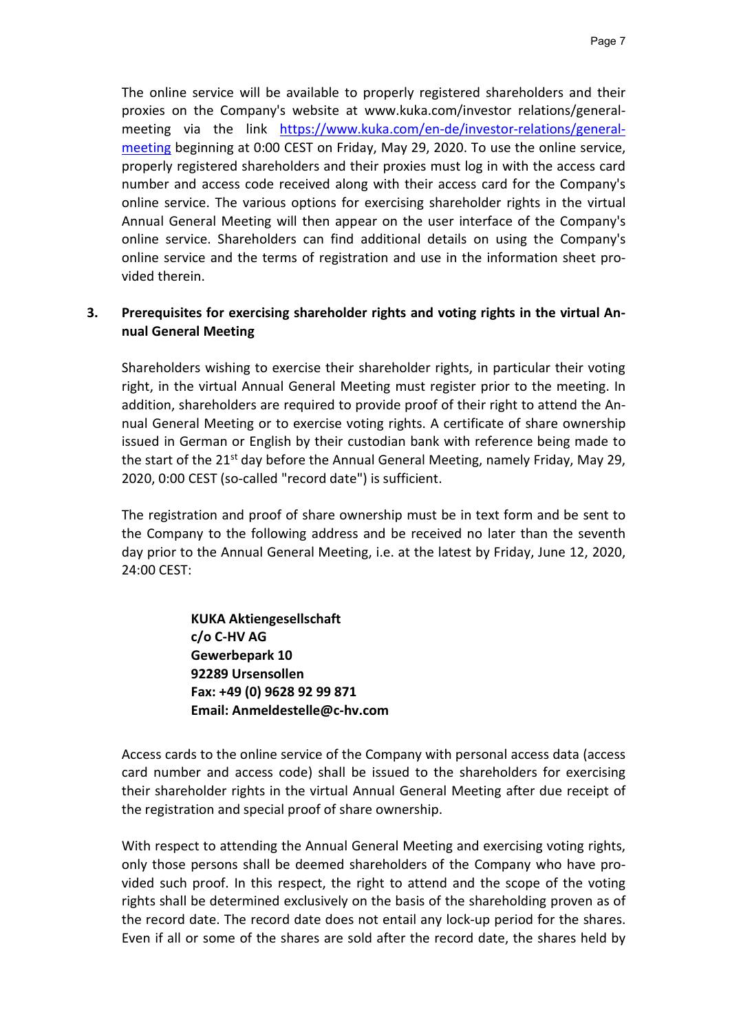The online service will be available to properly registered shareholders and their proxies on the Company's website at www.kuka.com/investor relations/general-meeting via the link [https://www.kuka.com/en-de/investor-relations/general-meeting](https://www.kuka.com/en-de/investor-relations/general-meeting) beginning at 0:00 CEST on Friday, May 29, 2020. To use the online service, properly registered shareholders and their proxies must log in with the access card number and access code received along with their access card for the Company's online service. The various options for exercising shareholder rights in the virtual Annual General Meeting will then appear on the user interface of the Company's online service. Shareholders can find additional details on using the Company's online service and the terms of registration and use in the information sheet provided therein.

## 3. Prerequisites for exercising shareholder rights and voting rights in the virtual Annual General Meeting

Shareholders wishing to exercise their shareholder rights, in particular their voting right, in the virtual Annual General Meeting must register prior to the meeting. In addition, shareholders are required to provide proof of their right to attend the Annual General Meeting or to exercise voting rights. A certificate of share ownership issued in German or English by their custodian bank with reference being made to the start of the 21st day before the Annual General Meeting, namely Friday, May 29, 2020, 0:00 CEST (so-called "record date") is sufficient.

The registration and proof of share ownership must be in text form and be sent to the Company to the following address and be received no later than the seventh day prior to the Annual General Meeting, i.e. at the latest by Friday, June 12, 2020, 24:00 CEST:

**KUKA Aktiengesellschaft**
**c/o C-HV AG**
**Gewerbepark 10**
**92289 Ursensollen**
**Fax: +49 (0) 9628 92 99 871**
**Email: Anmeldestelle@c-hv.com**

Access cards to the online service of the Company with personal access data (access card number and access code) shall be issued to the shareholders for exercising their shareholder rights in the virtual Annual General Meeting after due receipt of the registration and special proof of share ownership.

With respect to attending the Annual General Meeting and exercising voting rights, only those persons shall be deemed shareholders of the Company who have provided such proof. In this respect, the right to attend and the scope of the voting rights shall be determined exclusively on the basis of the shareholding proven as of the record date. The record date does not entail any lock-up period for the shares. Even if all or some of the shares are sold after the record date, the shares held by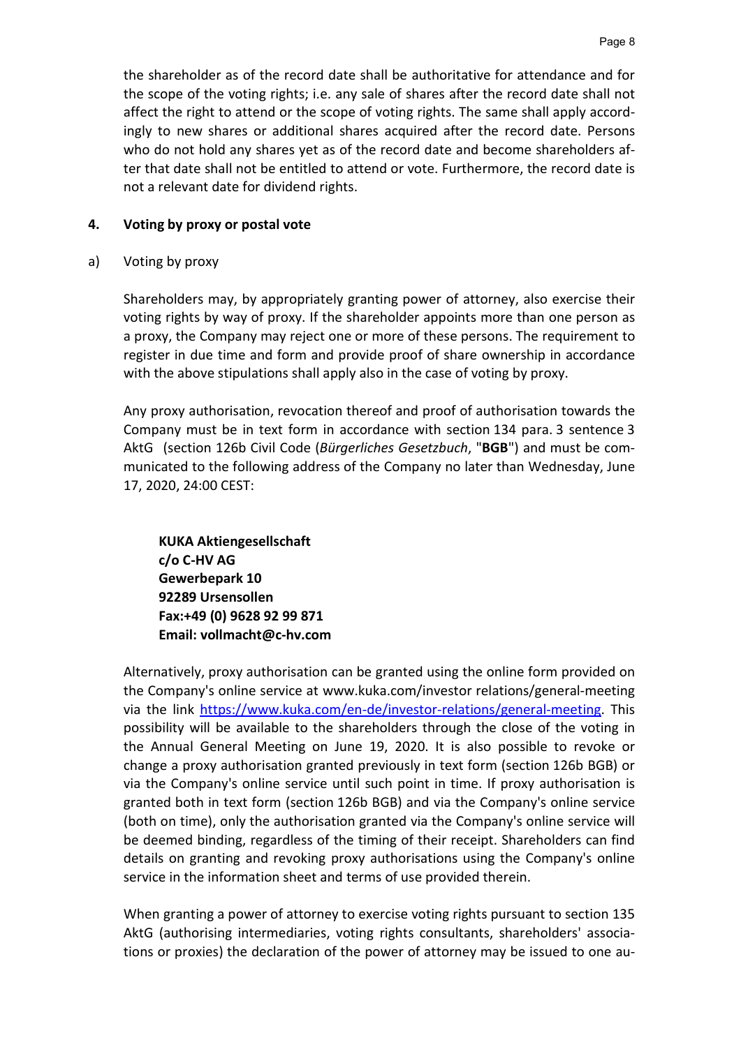the shareholder as of the record date shall be authoritative for attendance and for the scope of the voting rights; i.e. any sale of shares after the record date shall not affect the right to attend or the scope of voting rights. The same shall apply accordingly to new shares or additional shares acquired after the record date. Persons who do not hold any shares yet as of the record date and become shareholders after that date shall not be entitled to attend or vote. Furthermore, the record date is not a relevant date for dividend rights.

## 4. Voting by proxy or postal vote

### a) Voting by proxy

Shareholders may, by appropriately granting power of attorney, also exercise their voting rights by way of proxy. If the shareholder appoints more than one person as a proxy, the Company may reject one or more of these persons. The requirement to register in due time and form and provide proof of share ownership in accordance with the above stipulations shall apply also in the case of voting by proxy.

Any proxy authorisation, revocation thereof and proof of authorisation towards the Company must be in text form in accordance with section 134 para. 3 sentence 3 AktG (section 126b Civil Code (*Bürgerliches Gesetzbuch*, "**BGB**") and must be communicated to the following address of the Company no later than Wednesday, June 17, 2020, 24:00 CEST:

**KUKA Aktiengesellschaft**
**c/o C-HV AG**
**Gewerbepark 10**
**92289 Ursensollen**
**Fax:+49 (0) 9628 92 99 871**
**Email: vollmacht@c-hv.com**

Alternatively, proxy authorisation can be granted using the online form provided on the Company's online service at www.kuka.com/investor relations/general-meeting via the link https://www.kuka.com/en-de/investor-relations/general-meeting. This possibility will be available to the shareholders through the close of the voting in the Annual General Meeting on June 19, 2020. It is also possible to revoke or change a proxy authorisation granted previously in text form (section 126b BGB) or via the Company's online service until such point in time. If proxy authorisation is granted both in text form (section 126b BGB) and via the Company's online service (both on time), only the authorisation granted via the Company's online service will be deemed binding, regardless of the timing of their receipt. Shareholders can find details on granting and revoking proxy authorisations using the Company's online service in the information sheet and terms of use provided therein.

When granting a power of attorney to exercise voting rights pursuant to section 135 AktG (authorising intermediaries, voting rights consultants, shareholders' associations or proxies) the declaration of the power of attorney may be issued to one au-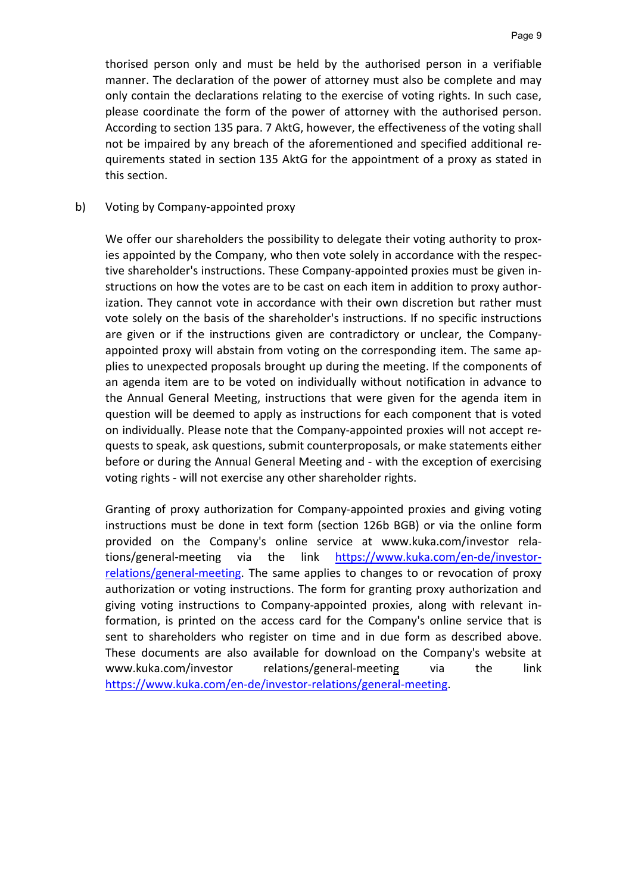thorised person only and must be held by the authorised person in a verifiable manner. The declaration of the power of attorney must also be complete and may only contain the declarations relating to the exercise of voting rights. In such case, please coordinate the form of the power of attorney with the authorised person. According to section 135 para. 7 AktG, however, the effectiveness of the voting shall not be impaired by any breach of the aforementioned and specified additional requirements stated in section 135 AktG for the appointment of a proxy as stated in this section.

b) Voting by Company-appointed proxy

We offer our shareholders the possibility to delegate their voting authority to proxies appointed by the Company, who then vote solely in accordance with the respective shareholder's instructions. These Company-appointed proxies must be given instructions on how the votes are to be cast on each item in addition to proxy authorization. They cannot vote in accordance with their own discretion but rather must vote solely on the basis of the shareholder's instructions. If no specific instructions are given or if the instructions given are contradictory or unclear, the Company-appointed proxy will abstain from voting on the corresponding item. The same applies to unexpected proposals brought up during the meeting. If the components of an agenda item are to be voted on individually without notification in advance to the Annual General Meeting, instructions that were given for the agenda item in question will be deemed to apply as instructions for each component that is voted on individually. Please note that the Company-appointed proxies will not accept requests to speak, ask questions, submit counterproposals, or make statements either before or during the Annual General Meeting and - with the exception of exercising voting rights - will not exercise any other shareholder rights.

Granting of proxy authorization for Company-appointed proxies and giving voting instructions must be done in text form (section 126b BGB) or via the online form provided on the Company's online service at www.kuka.com/investor relations/general-meeting via the link https://www.kuka.com/en-de/investor-relations/general-meeting. The same applies to changes to or revocation of proxy authorization or voting instructions. The form for granting proxy authorization and giving voting instructions to Company-appointed proxies, along with relevant information, is printed on the access card for the Company's online service that is sent to shareholders who register on time and in due form as described above. These documents are also available for download on the Company's website at www.kuka.com/investor relations/general-meeting via the link https://www.kuka.com/en-de/investor-relations/general-meeting.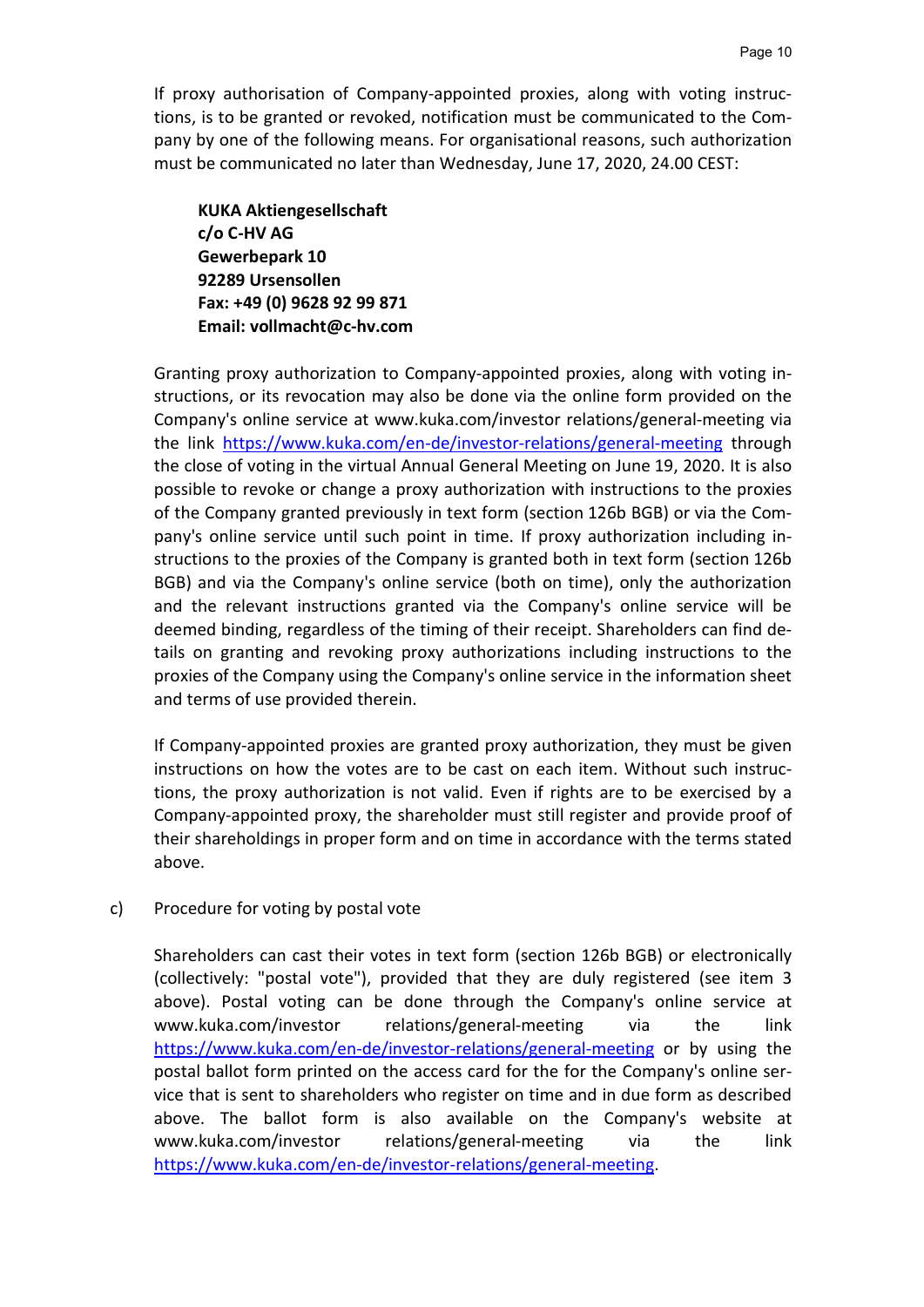If proxy authorisation of Company-appointed proxies, along with voting instructions, is to be granted or revoked, notification must be communicated to the Company by one of the following means. For organisational reasons, such authorization must be communicated no later than Wednesday, June 17, 2020, 24.00 CEST:

**KUKA Aktiengesellschaft**
**c/o C-HV AG**
**Gewerbepark 10**
**92289 Ursensollen**
**Fax: +49 (0) 9628 92 99 871**
**Email: vollmacht@c-hv.com**

Granting proxy authorization to Company-appointed proxies, along with voting instructions, or its revocation may also be done via the online form provided on the Company's online service at www.kuka.com/investor relations/general-meeting via the link https://www.kuka.com/en-de/investor-relations/general-meeting through the close of voting in the virtual Annual General Meeting on June 19, 2020. It is also possible to revoke or change a proxy authorization with instructions to the proxies of the Company granted previously in text form (section 126b BGB) or via the Company's online service until such point in time. If proxy authorization including instructions to the proxies of the Company is granted both in text form (section 126b BGB) and via the Company's online service (both on time), only the authorization and the relevant instructions granted via the Company's online service will be deemed binding, regardless of the timing of their receipt. Shareholders can find details on granting and revoking proxy authorizations including instructions to the proxies of the Company using the Company's online service in the information sheet and terms of use provided therein.

If Company-appointed proxies are granted proxy authorization, they must be given instructions on how the votes are to be cast on each item. Without such instructions, the proxy authorization is not valid. Even if rights are to be exercised by a Company-appointed proxy, the shareholder must still register and provide proof of their shareholdings in proper form and on time in accordance with the terms stated above.

c) Procedure for voting by postal vote

Shareholders can cast their votes in text form (section 126b BGB) or electronically (collectively: "postal vote"), provided that they are duly registered (see item 3 above). Postal voting can be done through the Company's online service at www.kuka.com/investor relations/general-meeting via the link https://www.kuka.com/en-de/investor-relations/general-meeting or by using the postal ballot form printed on the access card for the for the Company's online service that is sent to shareholders who register on time and in due form as described above. The ballot form is also available on the Company's website at www.kuka.com/investor relations/general-meeting via the link https://www.kuka.com/en-de/investor-relations/general-meeting.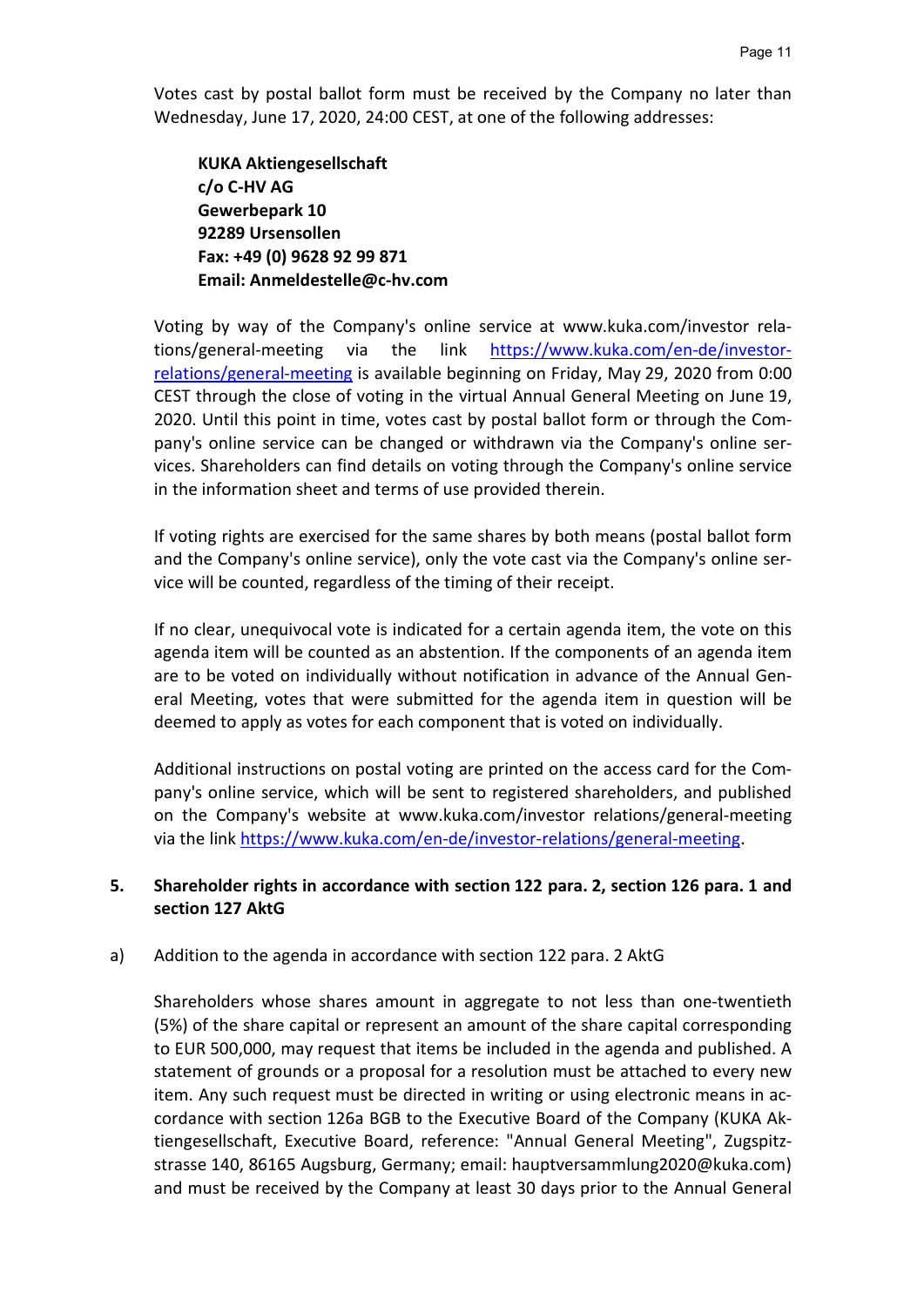Votes cast by postal ballot form must be received by the Company no later than Wednesday, June 17, 2020, 24:00 CEST, at one of the following addresses:

**KUKA Aktiengesellschaft**
**c/o C-HV AG**
**Gewerbepark 10**
**92289 Ursensollen**
**Fax: +49 (0) 9628 92 99 871**
**Email: Anmeldestelle@c-hv.com**

Voting by way of the Company's online service at www.kuka.com/investor relations/general-meeting via the link https://www.kuka.com/en-de/investor-relations/general-meeting is available beginning on Friday, May 29, 2020 from 0:00 CEST through the close of voting in the virtual Annual General Meeting on June 19, 2020. Until this point in time, votes cast by postal ballot form or through the Company's online service can be changed or withdrawn via the Company's online services. Shareholders can find details on voting through the Company's online service in the information sheet and terms of use provided therein.

If voting rights are exercised for the same shares by both means (postal ballot form and the Company's online service), only the vote cast via the Company's online service will be counted, regardless of the timing of their receipt.

If no clear, unequivocal vote is indicated for a certain agenda item, the vote on this agenda item will be counted as an abstention. If the components of an agenda item are to be voted on individually without notification in advance of the Annual General Meeting, votes that were submitted for the agenda item in question will be deemed to apply as votes for each component that is voted on individually.

Additional instructions on postal voting are printed on the access card for the Company's online service, which will be sent to registered shareholders, and published on the Company's website at www.kuka.com/investor relations/general-meeting via the link https://www.kuka.com/en-de/investor-relations/general-meeting.

## 5. Shareholder rights in accordance with section 122 para. 2, section 126 para. 1 and section 127 AktG

a) Addition to the agenda in accordance with section 122 para. 2 AktG

Shareholders whose shares amount in aggregate to not less than one-twentieth (5%) of the share capital or represent an amount of the share capital corresponding to EUR 500,000, may request that items be included in the agenda and published. A statement of grounds or a proposal for a resolution must be attached to every new item. Any such request must be directed in writing or using electronic means in accordance with section 126a BGB to the Executive Board of the Company (KUKA Aktiengesellschaft, Executive Board, reference: "Annual General Meeting", Zugspitzstrasse 140, 86165 Augsburg, Germany; email: hauptversammlung2020@kuka.com) and must be received by the Company at least 30 days prior to the Annual General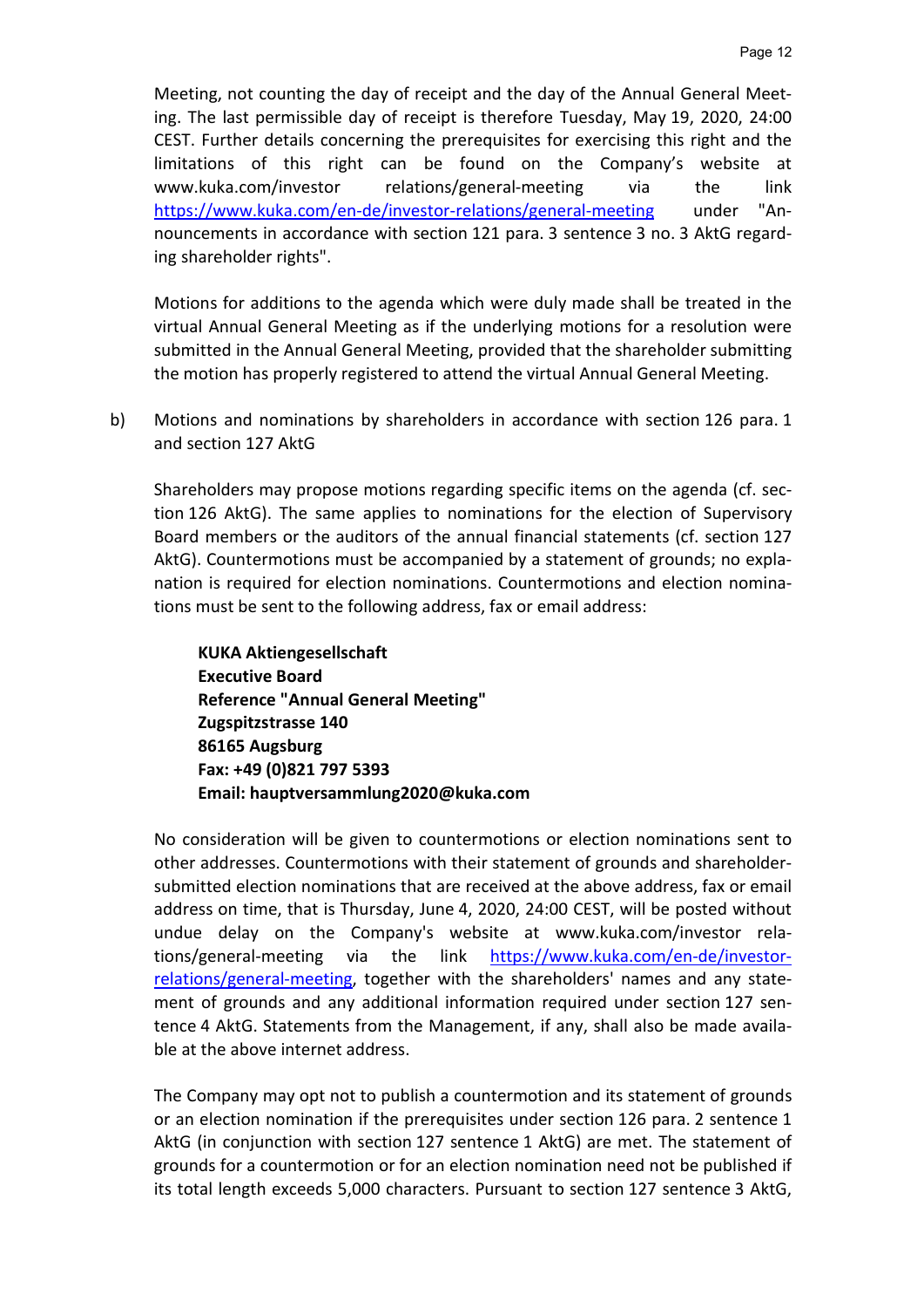Meeting, not counting the day of receipt and the day of the Annual General Meeting. The last permissible day of receipt is therefore Tuesday, May 19, 2020, 24:00 CEST. Further details concerning the prerequisites for exercising this right and the limitations of this right can be found on the Company's website at www.kuka.com/investor relations/general-meeting via the link [https://www.kuka.com/en-de/investor-relations/general-meeting](https://www.kuka.com/en-de/investor-relations/general-meeting) under "Announcements in accordance with section 121 para. 3 sentence 3 no. 3 AktG regarding shareholder rights".

Motions for additions to the agenda which were duly made shall be treated in the virtual Annual General Meeting as if the underlying motions for a resolution were submitted in the Annual General Meeting, provided that the shareholder submitting the motion has properly registered to attend the virtual Annual General Meeting.

b) Motions and nominations by shareholders in accordance with section 126 para. 1 and section 127 AktG

Shareholders may propose motions regarding specific items on the agenda (cf. section 126 AktG). The same applies to nominations for the election of Supervisory Board members or the auditors of the annual financial statements (cf. section 127 AktG). Countermotions must be accompanied by a statement of grounds; no explanation is required for election nominations. Countermotions and election nominations must be sent to the following address, fax or email address:

**KUKA Aktiengesellschaft**
**Executive Board**
**Reference "Annual General Meeting"**
**Zugspitzstrasse 140**
**86165 Augsburg**
**Fax: +49 (0)821 797 5393**
**Email: hauptversammlung2020@kuka.com**

No consideration will be given to countermotions or election nominations sent to other addresses. Countermotions with their statement of grounds and shareholder-submitted election nominations that are received at the above address, fax or email address on time, that is Thursday, June 4, 2020, 24:00 CEST, will be posted without undue delay on the Company's website at www.kuka.com/investor relations/general-meeting via the link [https://www.kuka.com/en-de/investor-relations/general-meeting](https://www.kuka.com/en-de/investor-relations/general-meeting), together with the shareholders' names and any statement of grounds and any additional information required under section 127 sentence 4 AktG. Statements from the Management, if any, shall also be made available at the above internet address.

The Company may opt not to publish a countermotion and its statement of grounds or an election nomination if the prerequisites under section 126 para. 2 sentence 1 AktG (in conjunction with section 127 sentence 1 AktG) are met. The statement of grounds for a countermotion or for an election nomination need not be published if its total length exceeds 5,000 characters. Pursuant to section 127 sentence 3 AktG,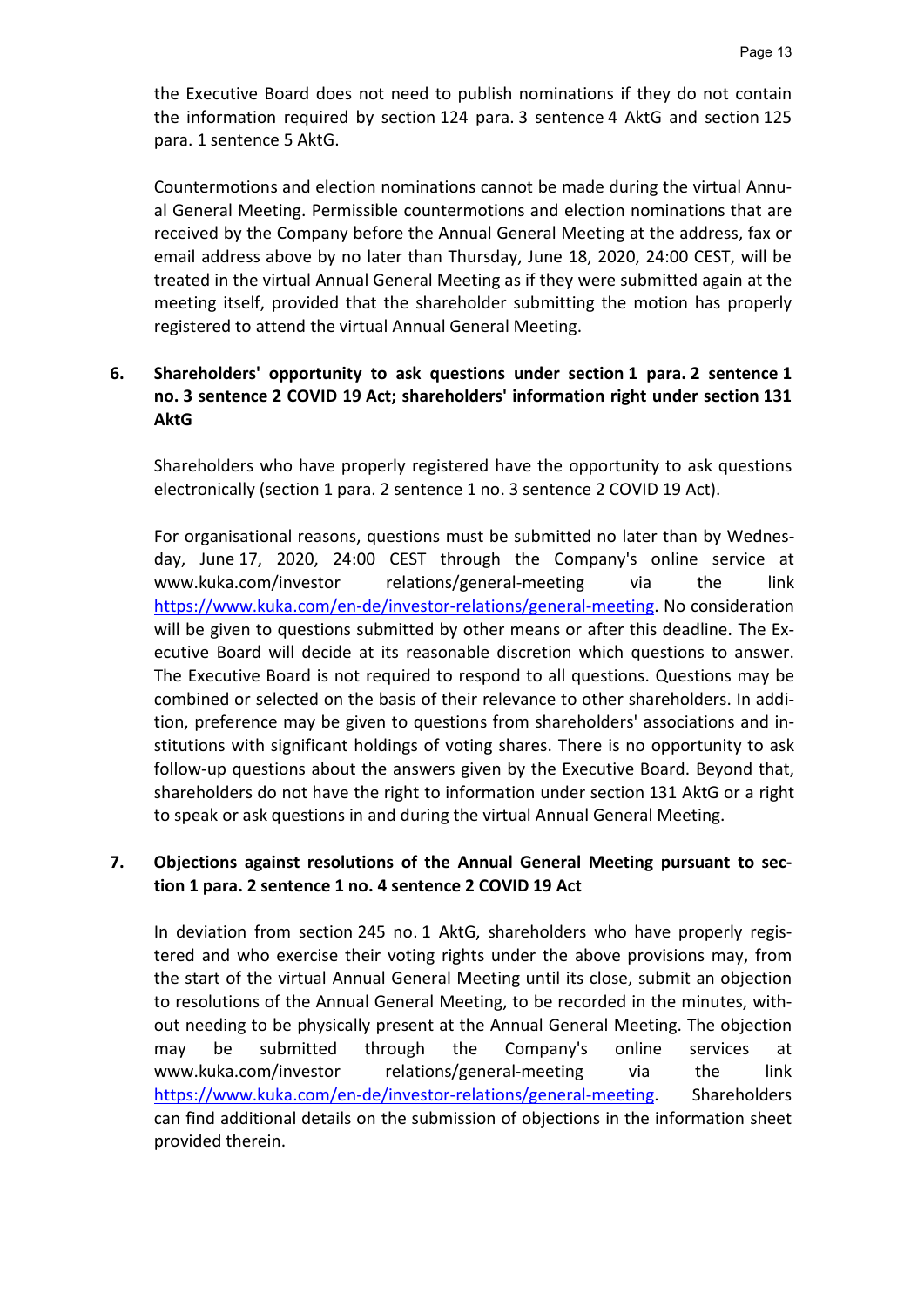the Executive Board does not need to publish nominations if they do not contain the information required by section 124 para. 3 sentence 4 AktG and section 125 para. 1 sentence 5 AktG.

Countermotions and election nominations cannot be made during the virtual Annual General Meeting. Permissible countermotions and election nominations that are received by the Company before the Annual General Meeting at the address, fax or email address above by no later than Thursday, June 18, 2020, 24:00 CEST, will be treated in the virtual Annual General Meeting as if they were submitted again at the meeting itself, provided that the shareholder submitting the motion has properly registered to attend the virtual Annual General Meeting.

## 6. Shareholders' opportunity to ask questions under section 1 para. 2 sentence 1 no. 3 sentence 2 COVID 19 Act; shareholders' information right under section 131 AktG

Shareholders who have properly registered have the opportunity to ask questions electronically (section 1 para. 2 sentence 1 no. 3 sentence 2 COVID 19 Act).

For organisational reasons, questions must be submitted no later than by Wednesday, June 17, 2020, 24:00 CEST through the Company's online service at www.kuka.com/investor relations/general-meeting via the link https://www.kuka.com/en-de/investor-relations/general-meeting. No consideration will be given to questions submitted by other means or after this deadline. The Executive Board will decide at its reasonable discretion which questions to answer. The Executive Board is not required to respond to all questions. Questions may be combined or selected on the basis of their relevance to other shareholders. In addition, preference may be given to questions from shareholders' associations and institutions with significant holdings of voting shares. There is no opportunity to ask follow-up questions about the answers given by the Executive Board. Beyond that, shareholders do not have the right to information under section 131 AktG or a right to speak or ask questions in and during the virtual Annual General Meeting.

## 7. Objections against resolutions of the Annual General Meeting pursuant to section 1 para. 2 sentence 1 no. 4 sentence 2 COVID 19 Act

In deviation from section 245 no. 1 AktG, shareholders who have properly registered and who exercise their voting rights under the above provisions may, from the start of the virtual Annual General Meeting until its close, submit an objection to resolutions of the Annual General Meeting, to be recorded in the minutes, without needing to be physically present at the Annual General Meeting. The objection may be submitted through the Company's online services at www.kuka.com/investor relations/general-meeting via the link https://www.kuka.com/en-de/investor-relations/general-meeting. Shareholders can find additional details on the submission of objections in the information sheet provided therein.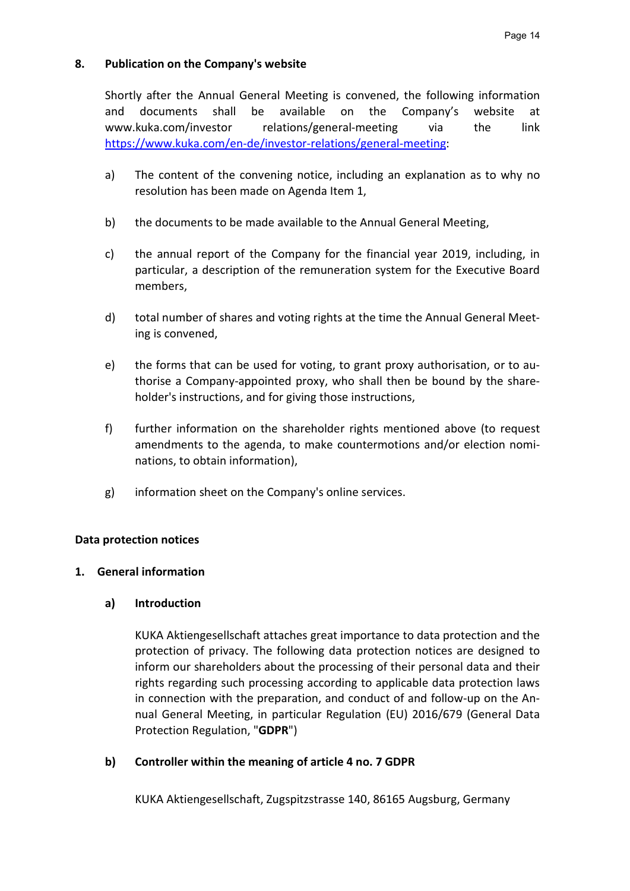## 8. Publication on the Company's website

Shortly after the Annual General Meeting is convened, the following information and documents shall be available on the Company's website at www.kuka.com/investor relations/general-meeting via the link https://www.kuka.com/en-de/investor-relations/general-meeting:

a) The content of the convening notice, including an explanation as to why no resolution has been made on Agenda Item 1,

b) the documents to be made available to the Annual General Meeting,

c) the annual report of the Company for the financial year 2019, including, in particular, a description of the remuneration system for the Executive Board members,

d) total number of shares and voting rights at the time the Annual General Meeting is convened,

e) the forms that can be used for voting, to grant proxy authorisation, or to authorise a Company-appointed proxy, who shall then be bound by the shareholder's instructions, and for giving those instructions,

f) further information on the shareholder rights mentioned above (to request amendments to the agenda, to make countermotions and/or election nominations, to obtain information),

g) information sheet on the Company's online services.

# Data protection notices

## 1. General information

### a) Introduction

KUKA Aktiengesellschaft attaches great importance to data protection and the protection of privacy. The following data protection notices are designed to inform our shareholders about the processing of their personal data and their rights regarding such processing according to applicable data protection laws in connection with the preparation, and conduct of and follow-up on the Annual General Meeting, in particular Regulation (EU) 2016/679 (General Data Protection Regulation, "**GDPR**")

### b) Controller within the meaning of article 4 no. 7 GDPR

KUKA Aktiengesellschaft, Zugspitzstrasse 140, 86165 Augsburg, Germany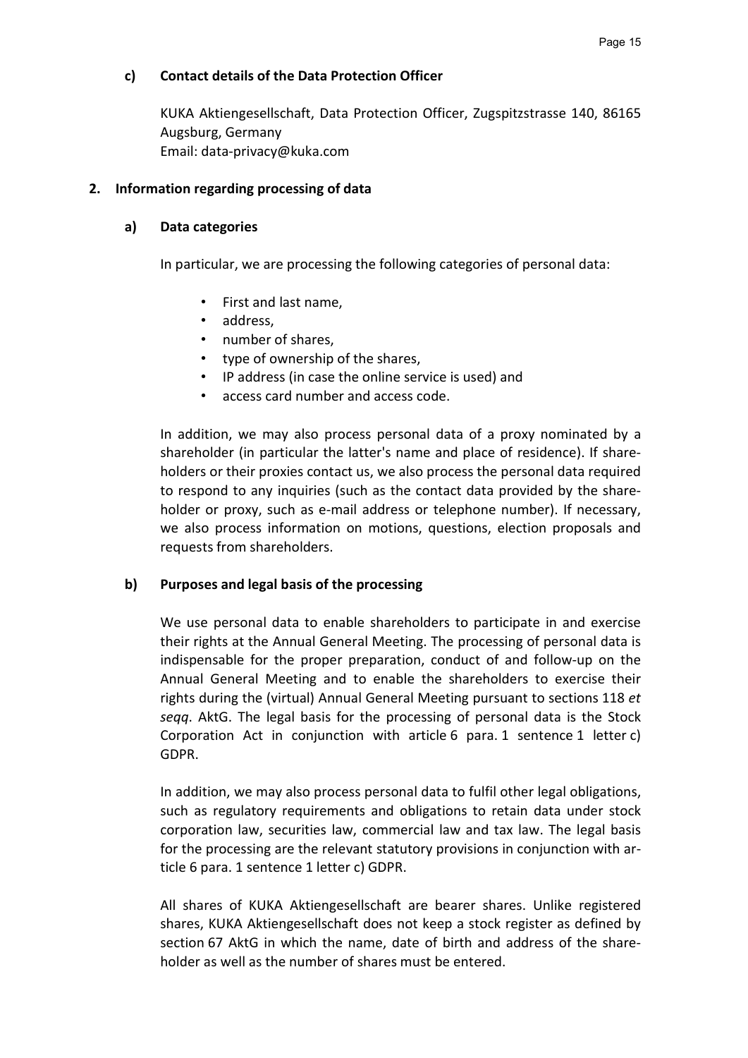#### c) Contact details of the Data Protection Officer

KUKA Aktiengesellschaft, Data Protection Officer, Zugspitzstrasse 140, 86165 Augsburg, Germany
Email: data-privacy@kuka.com

### 2. Information regarding processing of data

#### a) Data categories

In particular, we are processing the following categories of personal data:

- First and last name,
- address,
- number of shares,
- type of ownership of the shares,
- IP address (in case the online service is used) and
- access card number and access code.

In addition, we may also process personal data of a proxy nominated by a shareholder (in particular the latter's name and place of residence). If shareholders or their proxies contact us, we also process the personal data required to respond to any inquiries (such as the contact data provided by the shareholder or proxy, such as e-mail address or telephone number). If necessary, we also process information on motions, questions, election proposals and requests from shareholders.

#### b) Purposes and legal basis of the processing

We use personal data to enable shareholders to participate in and exercise their rights at the Annual General Meeting. The processing of personal data is indispensable for the proper preparation, conduct of and follow-up on the Annual General Meeting and to enable the shareholders to exercise their rights during the (virtual) Annual General Meeting pursuant to sections 118 *et seqq*. AktG. The legal basis for the processing of personal data is the Stock Corporation Act in conjunction with article 6 para. 1 sentence 1 letter c) GDPR.

In addition, we may also process personal data to fulfil other legal obligations, such as regulatory requirements and obligations to retain data under stock corporation law, securities law, commercial law and tax law. The legal basis for the processing are the relevant statutory provisions in conjunction with article 6 para. 1 sentence 1 letter c) GDPR.

All shares of KUKA Aktiengesellschaft are bearer shares. Unlike registered shares, KUKA Aktiengesellschaft does not keep a stock register as defined by section 67 AktG in which the name, date of birth and address of the shareholder as well as the number of shares must be entered.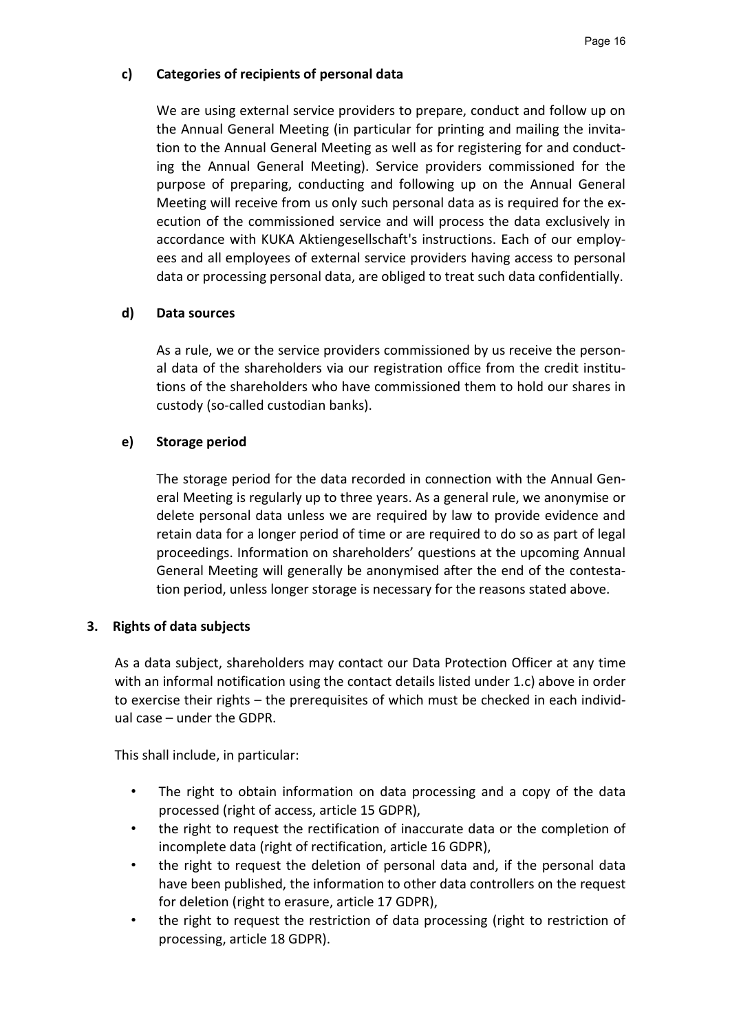### c) Categories of recipients of personal data

We are using external service providers to prepare, conduct and follow up on the Annual General Meeting (in particular for printing and mailing the invitation to the Annual General Meeting as well as for registering for and conducting the Annual General Meeting). Service providers commissioned for the purpose of preparing, conducting and following up on the Annual General Meeting will receive from us only such personal data as is required for the execution of the commissioned service and will process the data exclusively in accordance with KUKA Aktiengesellschaft's instructions. Each of our employees and all employees of external service providers having access to personal data or processing personal data, are obliged to treat such data confidentially.

### d) Data sources

As a rule, we or the service providers commissioned by us receive the personal data of the shareholders via our registration office from the credit institutions of the shareholders who have commissioned them to hold our shares in custody (so-called custodian banks).

### e) Storage period

The storage period for the data recorded in connection with the Annual General Meeting is regularly up to three years. As a general rule, we anonymise or delete personal data unless we are required by law to provide evidence and retain data for a longer period of time or are required to do so as part of legal proceedings. Information on shareholders' questions at the upcoming Annual General Meeting will generally be anonymised after the end of the contestation period, unless longer storage is necessary for the reasons stated above.

## 3. Rights of data subjects

As a data subject, shareholders may contact our Data Protection Officer at any time with an informal notification using the contact details listed under 1.c) above in order to exercise their rights – the prerequisites of which must be checked in each individual case – under the GDPR.

This shall include, in particular:

- The right to obtain information on data processing and a copy of the data processed (right of access, article 15 GDPR),
- the right to request the rectification of inaccurate data or the completion of incomplete data (right of rectification, article 16 GDPR),
- the right to request the deletion of personal data and, if the personal data have been published, the information to other data controllers on the request for deletion (right to erasure, article 17 GDPR),
- the right to request the restriction of data processing (right to restriction of processing, article 18 GDPR).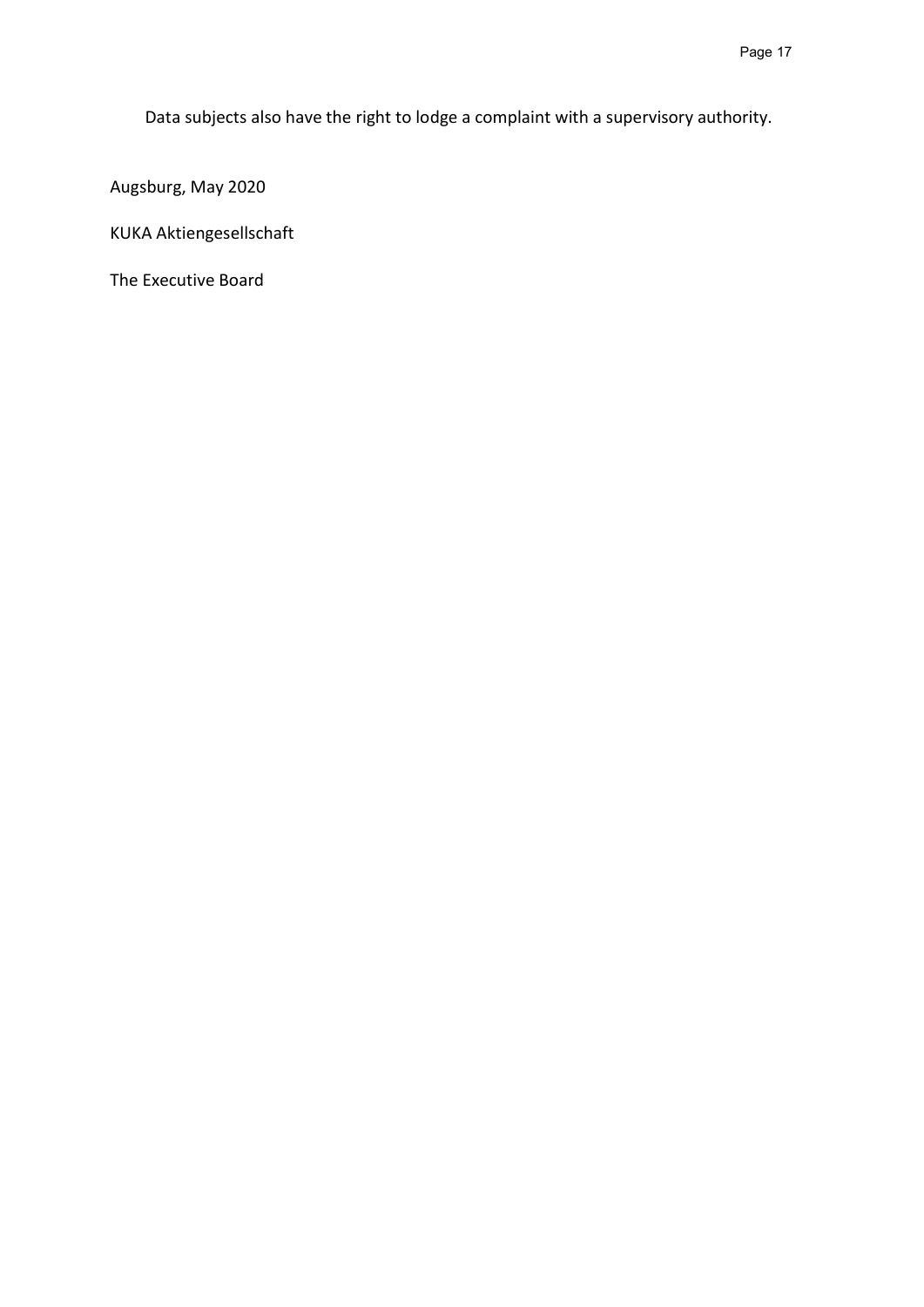Data subjects also have the right to lodge a complaint with a supervisory authority.

Augsburg, May 2020

KUKA Aktiengesellschaft

The Executive Board